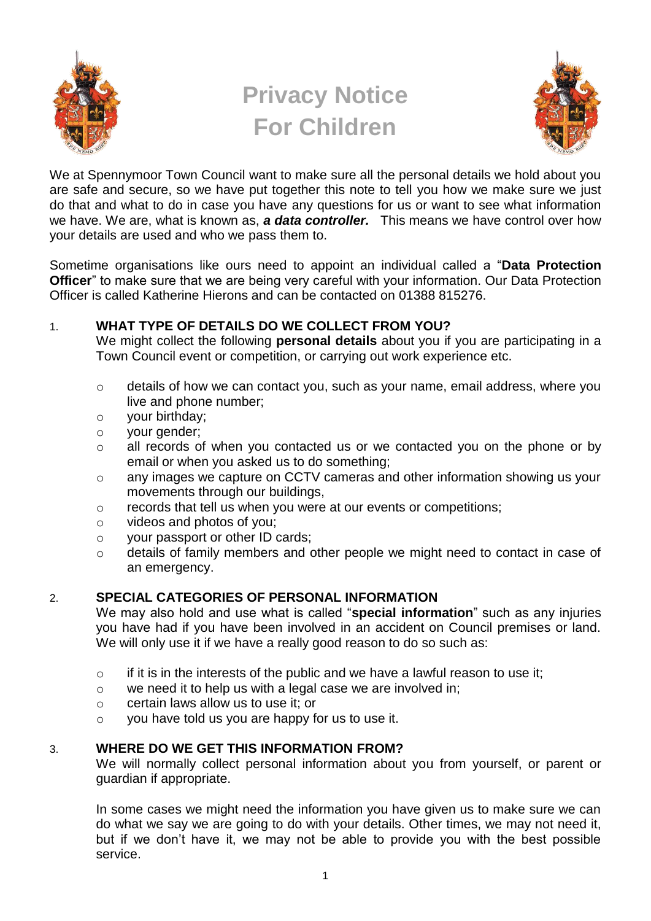# Privacy Notice For Children

We at Spennymoor Town Council want to make sure all the personal details we hold about you are safe and secure, so we have put together this note to tell you how we make sure we just do that and what to do in case you have any questions for us or want to see what information we have. We are, what is known as, ***a data controller.*** This means we have control over how your details are used and who we pass them to.

Sometime organisations like ours need to appoint an individual called a "**Data Protection Officer**" to make sure that we are being very careful with your information. Our Data Protection Officer is called Katherine Hierons and can be contacted on 01388 815276.

## 1. WHAT TYPE OF DETAILS DO WE COLLECT FROM YOU?

We might collect the following **personal details** about you if you are participating in a Town Council event or competition, or carrying out work experience etc.

- details of how we can contact you, such as your name, email address, where you live and phone number;
- your birthday;
- your gender;
- all records of when you contacted us or we contacted you on the phone or by email or when you asked us to do something;
- any images we capture on CCTV cameras and other information showing us your movements through our buildings,
- records that tell us when you were at our events or competitions;
- videos and photos of you;
- your passport or other ID cards;
- details of family members and other people we might need to contact in case of an emergency.

## 2. SPECIAL CATEGORIES OF PERSONAL INFORMATION

We may also hold and use what is called "**special information**" such as any injuries you have had if you have been involved in an accident on Council premises or land. We will only use it if we have a really good reason to do so such as:

- if it is in the interests of the public and we have a lawful reason to use it;
- we need it to help us with a legal case we are involved in;
- certain laws allow us to use it; or
- you have told us you are happy for us to use it.

## 3. WHERE DO WE GET THIS INFORMATION FROM?

We will normally collect personal information about you from yourself, or parent or guardian if appropriate.

In some cases we might need the information you have given us to make sure we can do what we say we are going to do with your details. Other times, we may not need it, but if we don't have it, we may not be able to provide you with the best possible service.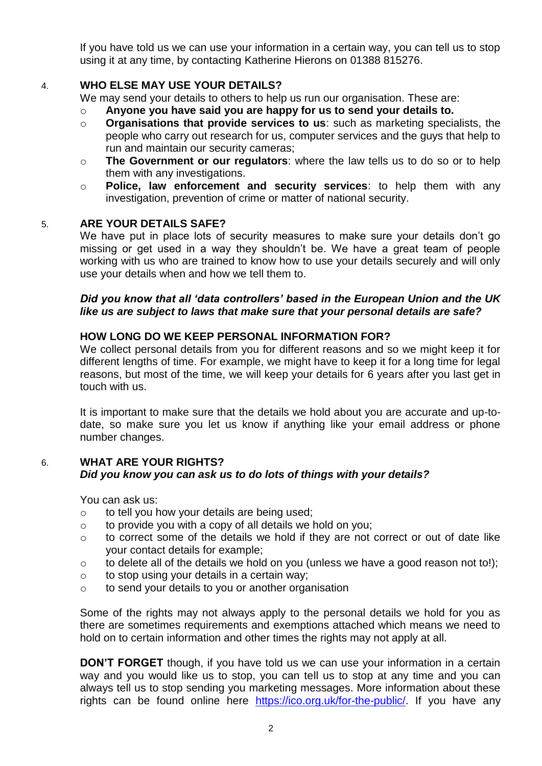If you have told us we can use your information in a certain way, you can tell us to stop using it at any time, by contacting Katherine Hierons on 01388 815276.

## 4. WHO ELSE MAY USE YOUR DETAILS?

We may send your details to others to help us run our organisation. These are:

- **Anyone you have said you are happy for us to send your details to.**
- **Organisations that provide services to us**: such as marketing specialists, the people who carry out research for us, computer services and the guys that help to run and maintain our security cameras;
- **The Government or our regulators**: where the law tells us to do so or to help them with any investigations.
- **Police, law enforcement and security services**: to help them with any investigation, prevention of crime or matter of national security.

## 5. ARE YOUR DETAILS SAFE?

We have put in place lots of security measures to make sure your details don't go missing or get used in a way they shouldn't be. We have a great team of people working with us who are trained to know how to use your details securely and will only use your details when and how we tell them to.

***Did you know that all 'data controllers' based in the European Union and the UK like us are subject to laws that make sure that your personal details are safe?***

### HOW LONG DO WE KEEP PERSONAL INFORMATION FOR?

We collect personal details from you for different reasons and so we might keep it for different lengths of time. For example, we might have to keep it for a long time for legal reasons, but most of the time, we will keep your details for 6 years after you last get in touch with us.

It is important to make sure that the details we hold about you are accurate and up-to-date, so make sure you let us know if anything like your email address or phone number changes.

## 6. WHAT ARE YOUR RIGHTS?

***Did you know you can ask us to do lots of things with your details?***

You can ask us:

- to tell you how your details are being used;
- to provide you with a copy of all details we hold on you;
- to correct some of the details we hold if they are not correct or out of date like your contact details for example;
- to delete all of the details we hold on you (unless we have a good reason not to!);
- to stop using your details in a certain way;
- to send your details to you or another organisation

Some of the rights may not always apply to the personal details we hold for you as there are sometimes requirements and exemptions attached which means we need to hold on to certain information and other times the rights may not apply at all.

**DON'T FORGET** though, if you have told us we can use your information in a certain way and you would like us to stop, you can tell us to stop at any time and you can always tell us to stop sending you marketing messages. More information about these rights can be found online here https://ico.org.uk/for-the-public/. If you have any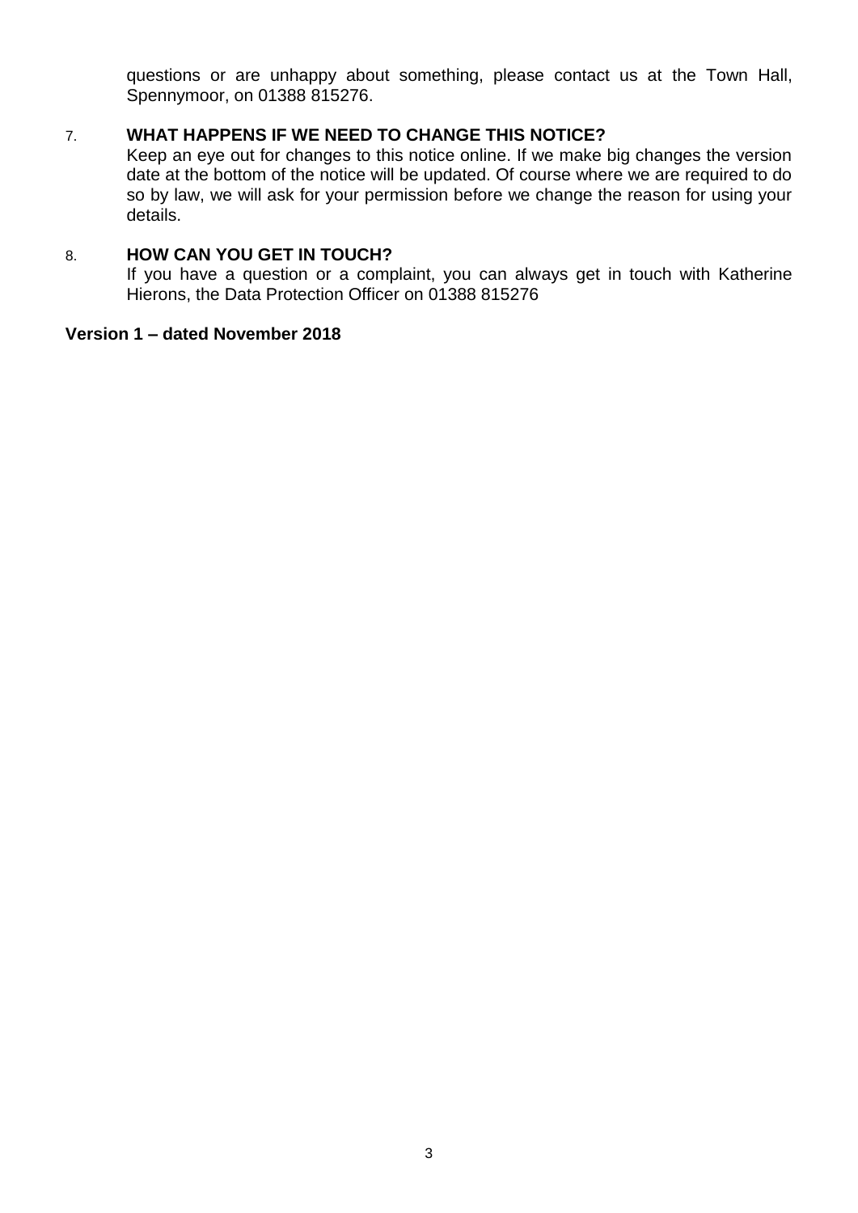questions or are unhappy about something, please contact us at the Town Hall, Spennymoor, on 01388 815276.

7. **WHAT HAPPENS IF WE NEED TO CHANGE THIS NOTICE?**

   Keep an eye out for changes to this notice online. If we make big changes the version date at the bottom of the notice will be updated. Of course where we are required to do so by law, we will ask for your permission before we change the reason for using your details.

8. **HOW CAN YOU GET IN TOUCH?**

   If you have a question or a complaint, you can always get in touch with Katherine Hierons, the Data Protection Officer on 01388 815276

**Version 1 – dated November 2018**